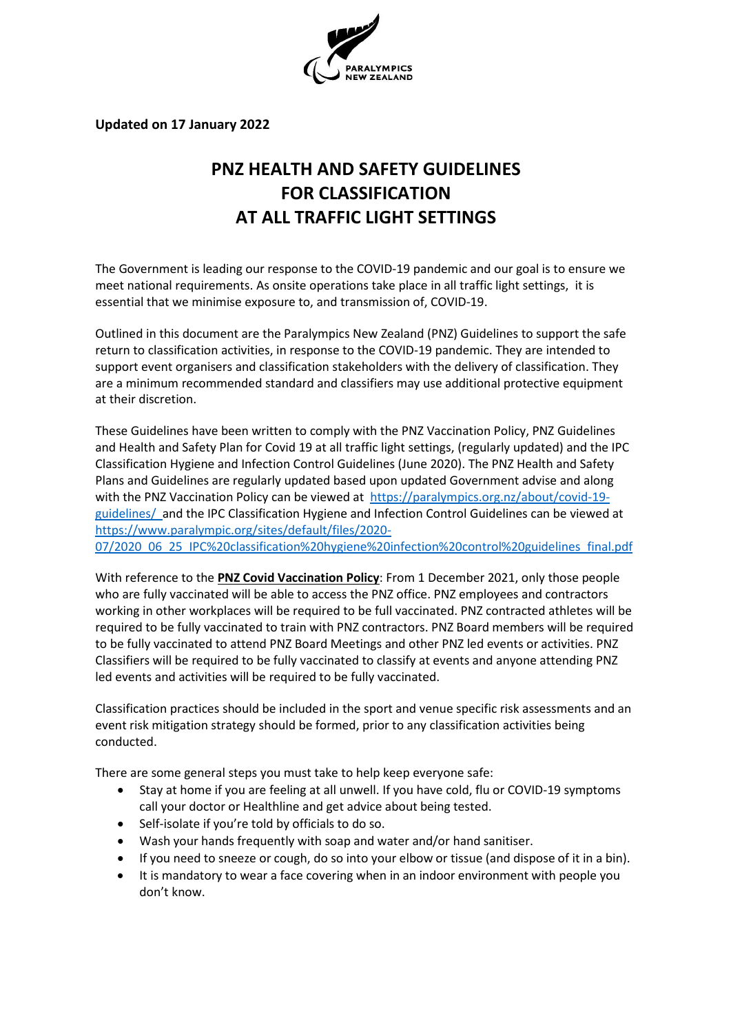**Updated on 17 January 2022**

# PNZ HEALTH AND SAFETY GUIDELINES FOR CLASSIFICATION AT ALL TRAFFIC LIGHT SETTINGS

The Government is leading our response to the COVID-19 pandemic and our goal is to ensure we meet national requirements. As onsite operations take place in all traffic light settings, it is essential that we minimise exposure to, and transmission of, COVID-19.

Outlined in this document are the Paralympics New Zealand (PNZ) Guidelines to support the safe return to classification activities, in response to the COVID-19 pandemic. They are intended to support event organisers and classification stakeholders with the delivery of classification. They are a minimum recommended standard and classifiers may use additional protective equipment at their discretion.

These Guidelines have been written to comply with the PNZ Vaccination Policy, PNZ Guidelines and Health and Safety Plan for Covid 19 at all traffic light settings, (regularly updated) and the IPC Classification Hygiene and Infection Control Guidelines (June 2020). The PNZ Health and Safety Plans and Guidelines are regularly updated based upon updated Government advise and along with the PNZ Vaccination Policy can be viewed at [https://paralympics.org.nz/about/covid-19-guidelines/](https://paralympics.org.nz/about/covid-19-guidelines/) and the IPC Classification Hygiene and Infection Control Guidelines can be viewed at [https://www.paralympic.org/sites/default/files/2020-07/2020_06_25_IPC%20classification%20hygiene%20infection%20control%20guidelines_final.pdf](https://www.paralympic.org/sites/default/files/2020-07/2020_06_25_IPC%20classification%20hygiene%20infection%20control%20guidelines_final.pdf)

With reference to the **PNZ Covid Vaccination Policy**: From 1 December 2021, only those people who are fully vaccinated will be able to access the PNZ office. PNZ employees and contractors working in other workplaces will be required to be full vaccinated. PNZ contracted athletes will be required to be fully vaccinated to train with PNZ contractors. PNZ Board members will be required to be fully vaccinated to attend PNZ Board Meetings and other PNZ led events or activities. PNZ Classifiers will be required to be fully vaccinated to classify at events and anyone attending PNZ led events and activities will be required to be fully vaccinated.

Classification practices should be included in the sport and venue specific risk assessments and an event risk mitigation strategy should be formed, prior to any classification activities being conducted.

There are some general steps you must take to help keep everyone safe:

- Stay at home if you are feeling at all unwell. If you have cold, flu or COVID-19 symptoms call your doctor or Healthline and get advice about being tested.
- Self-isolate if you're told by officials to do so.
- Wash your hands frequently with soap and water and/or hand sanitiser.
- If you need to sneeze or cough, do so into your elbow or tissue (and dispose of it in a bin).
- It is mandatory to wear a face covering when in an indoor environment with people you don't know.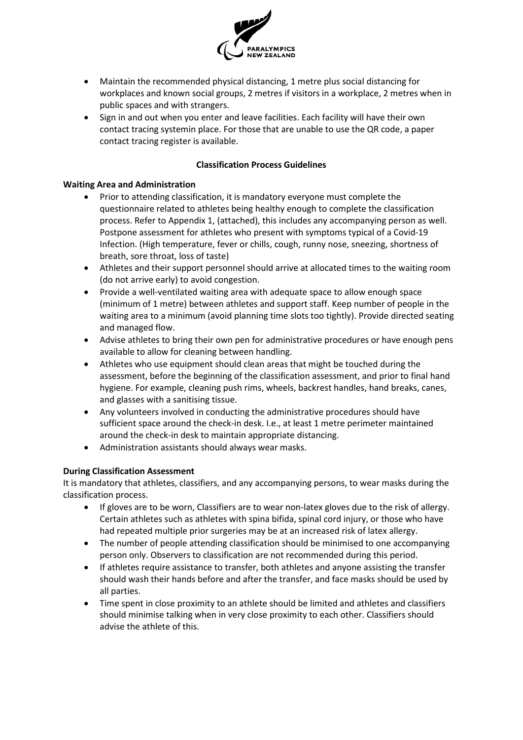- Maintain the recommended physical distancing, 1 metre plus social distancing for workplaces and known social groups, 2 metres if visitors in a workplace, 2 metres when in public spaces and with strangers.
- Sign in and out when you enter and leave facilities. Each facility will have their own contact tracing systemin place. For those that are unable to use the QR code, a paper contact tracing register is available.

**Classification Process Guidelines**

**Waiting Area and Administration**

- Prior to attending classification, it is mandatory everyone must complete the questionnaire related to athletes being healthy enough to complete the classification process. Refer to Appendix 1, (attached), this includes any accompanying person as well. Postpone assessment for athletes who present with symptoms typical of a Covid-19 Infection. (High temperature, fever or chills, cough, runny nose, sneezing, shortness of breath, sore throat, loss of taste)
- Athletes and their support personnel should arrive at allocated times to the waiting room (do not arrive early) to avoid congestion.
- Provide a well-ventilated waiting area with adequate space to allow enough space (minimum of 1 metre) between athletes and support staff. Keep number of people in the waiting area to a minimum (avoid planning time slots too tightly). Provide directed seating and managed flow.
- Advise athletes to bring their own pen for administrative procedures or have enough pens available to allow for cleaning between handling.
- Athletes who use equipment should clean areas that might be touched during the assessment, before the beginning of the classification assessment, and prior to final hand hygiene. For example, cleaning push rims, wheels, backrest handles, hand breaks, canes, and glasses with a sanitising tissue.
- Any volunteers involved in conducting the administrative procedures should have sufficient space around the check-in desk. I.e., at least 1 metre perimeter maintained around the check-in desk to maintain appropriate distancing.
- Administration assistants should always wear masks.

**During Classification Assessment**

It is mandatory that athletes, classifiers, and any accompanying persons, to wear masks during the classification process.

- If gloves are to be worn, Classifiers are to wear non-latex gloves due to the risk of allergy. Certain athletes such as athletes with spina bifida, spinal cord injury, or those who have had repeated multiple prior surgeries may be at an increased risk of latex allergy.
- The number of people attending classification should be minimised to one accompanying person only. Observers to classification are not recommended during this period.
- If athletes require assistance to transfer, both athletes and anyone assisting the transfer should wash their hands before and after the transfer, and face masks should be used by all parties.
- Time spent in close proximity to an athlete should be limited and athletes and classifiers should minimise talking when in very close proximity to each other. Classifiers should advise the athlete of this.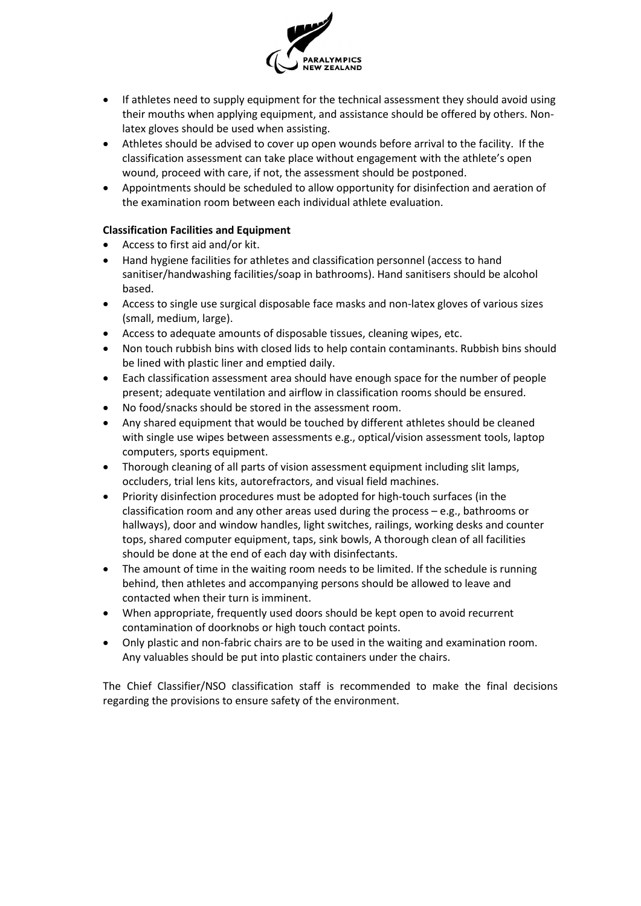- If athletes need to supply equipment for the technical assessment they should avoid using their mouths when applying equipment, and assistance should be offered by others. Non-latex gloves should be used when assisting.
- Athletes should be advised to cover up open wounds before arrival to the facility. If the classification assessment can take place without engagement with the athlete's open wound, proceed with care, if not, the assessment should be postponed.
- Appointments should be scheduled to allow opportunity for disinfection and aeration of the examination room between each individual athlete evaluation.

**Classification Facilities and Equipment**

- Access to first aid and/or kit.
- Hand hygiene facilities for athletes and classification personnel (access to hand sanitiser/handwashing facilities/soap in bathrooms). Hand sanitisers should be alcohol based.
- Access to single use surgical disposable face masks and non-latex gloves of various sizes (small, medium, large).
- Access to adequate amounts of disposable tissues, cleaning wipes, etc.
- Non touch rubbish bins with closed lids to help contain contaminants. Rubbish bins should be lined with plastic liner and emptied daily.
- Each classification assessment area should have enough space for the number of people present; adequate ventilation and airflow in classification rooms should be ensured.
- No food/snacks should be stored in the assessment room.
- Any shared equipment that would be touched by different athletes should be cleaned with single use wipes between assessments e.g., optical/vision assessment tools, laptop computers, sports equipment.
- Thorough cleaning of all parts of vision assessment equipment including slit lamps, occluders, trial lens kits, autorefractors, and visual field machines.
- Priority disinfection procedures must be adopted for high-touch surfaces (in the classification room and any other areas used during the process – e.g., bathrooms or hallways), door and window handles, light switches, railings, working desks and counter tops, shared computer equipment, taps, sink bowls, A thorough clean of all facilities should be done at the end of each day with disinfectants.
- The amount of time in the waiting room needs to be limited. If the schedule is running behind, then athletes and accompanying persons should be allowed to leave and contacted when their turn is imminent.
- When appropriate, frequently used doors should be kept open to avoid recurrent contamination of doorknobs or high touch contact points.
- Only plastic and non-fabric chairs are to be used in the waiting and examination room. Any valuables should be put into plastic containers under the chairs.

The Chief Classifier/NSO classification staff is recommended to make the final decisions regarding the provisions to ensure safety of the environment.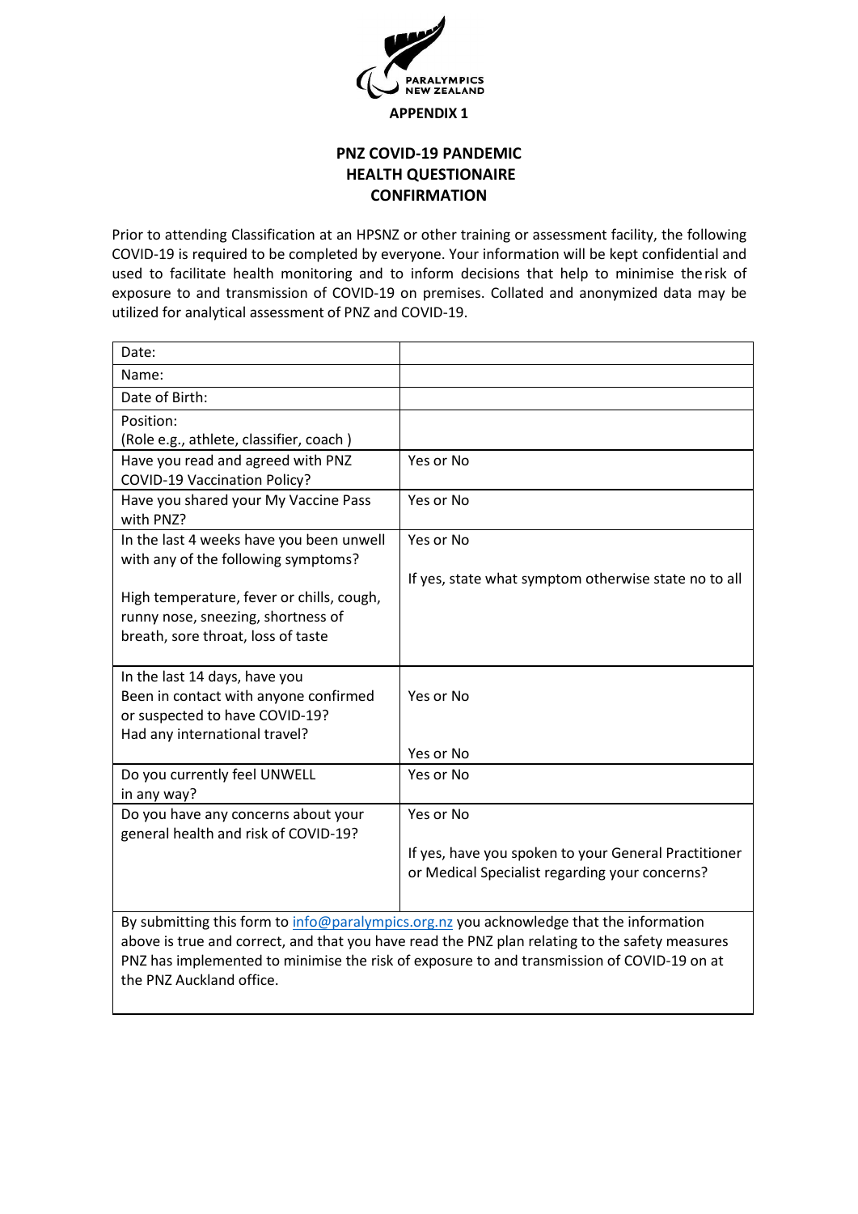PARALYMPICS NEW ZEALAND

**APPENDIX 1**

# PNZ COVID-19 PANDEMIC HEALTH QUESTIONAIRE CONFIRMATION

Prior to attending Classification at an HPSNZ or other training or assessment facility, the following COVID-19 is required to be completed by everyone. Your information will be kept confidential and used to facilitate health monitoring and to inform decisions that help to minimise the risk of exposure to and transmission of COVID-19 on premises. Collated and anonymized data may be utilized for analytical assessment of PNZ and COVID-19.

| | |
|---|---|
| Date: | |
| Name: | |
| Date of Birth: | |
| Position:<br>(Role e.g., athlete, classifier, coach ) | |
| Have you read and agreed with PNZ COVID-19 Vaccination Policy? | Yes or No |
| Have you shared your My Vaccine Pass with PNZ? | Yes or No |
| In the last 4 weeks have you been unwell with any of the following symptoms?<br><br>High temperature, fever or chills, cough, runny nose, sneezing, shortness of breath, sore throat, loss of taste | Yes or No<br><br>If yes, state what symptom otherwise state no to all |
| In the last 14 days, have you<br>Been in contact with anyone confirmed or suspected to have COVID-19?<br>Had any international travel? | Yes or No<br><br>Yes or No |
| Do you currently feel UNWELL in any way? | Yes or No |
| Do you have any concerns about your general health and risk of COVID-19? | Yes or No<br><br>If yes, have you spoken to your General Practitioner or Medical Specialist regarding your concerns? |
| By submitting this form to info@paralympics.org.nz you acknowledge that the information above is true and correct, and that you have read the PNZ plan relating to the safety measures PNZ has implemented to minimise the risk of exposure to and transmission of COVID-19 on at the PNZ Auckland office. | |